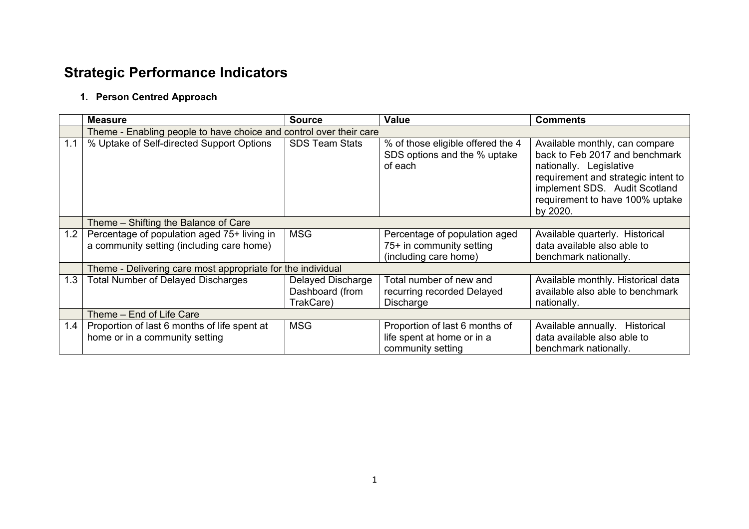# Strategic Performance Indicators

## 1. Person Centred Approach

| | Measure | Source | Value | Comments |
|---|---|---|---|---|
| | Theme - Enabling people to have choice and control over their care | | | |
| 1.1 | % Uptake of Self-directed Support Options | SDS Team Stats | % of those eligible offered the 4 SDS options and the % uptake of each | Available monthly, can compare back to Feb 2017 and benchmark nationally. Legislative requirement and strategic intent to implement SDS. Audit Scotland requirement to have 100% uptake by 2020. |
| | Theme – Shifting the Balance of Care | | | |
| 1.2 | Percentage of population aged 75+ living in a community setting (including care home) | MSG | Percentage of population aged 75+ in community setting (including care home) | Available quarterly. Historical data available also able to benchmark nationally. |
| | Theme - Delivering care most appropriate for the individual | | | |
| 1.3 | Total Number of Delayed Discharges | Delayed Discharge Dashboard (from TrakCare) | Total number of new and recurring recorded Delayed Discharge | Available monthly. Historical data available also able to benchmark nationally. |
| | Theme – End of Life Care | | | |
| 1.4 | Proportion of last 6 months of life spent at home or in a community setting | MSG | Proportion of last 6 months of life spent at home or in a community setting | Available annually. Historical data available also able to benchmark nationally. |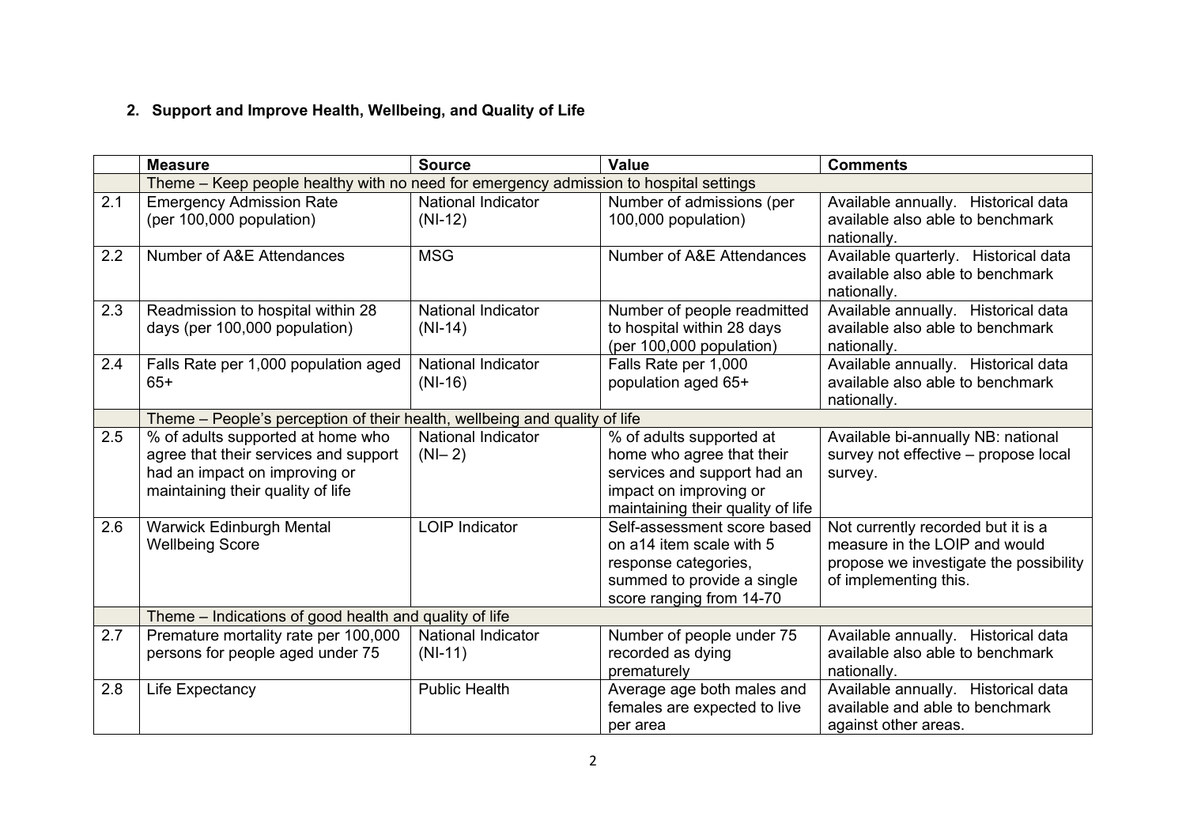## 2. Support and Improve Health, Wellbeing, and Quality of Life

| | Measure | Source | Value | Comments |
|---|---|---|---|---|
| | Theme – Keep people healthy with no need for emergency admission to hospital settings | | | |
| 2.1 | Emergency Admission Rate (per 100,000 population) | National Indicator (NI-12) | Number of admissions (per 100,000 population) | Available annually. Historical data available also able to benchmark nationally. |
| 2.2 | Number of A&E Attendances | MSG | Number of A&E Attendances | Available quarterly. Historical data available also able to benchmark nationally. |
| 2.3 | Readmission to hospital within 28 days (per 100,000 population) | National Indicator (NI-14) | Number of people readmitted to hospital within 28 days (per 100,000 population) | Available annually. Historical data available also able to benchmark nationally. |
| 2.4 | Falls Rate per 1,000 population aged 65+ | National Indicator (NI-16) | Falls Rate per 1,000 population aged 65+ | Available annually. Historical data available also able to benchmark nationally. |
| | Theme – People's perception of their health, wellbeing and quality of life | | | |
| 2.5 | % of adults supported at home who agree that their services and support had an impact on improving or maintaining their quality of life | National Indicator (NI– 2) | % of adults supported at home who agree that their services and support had an impact on improving or maintaining their quality of life | Available bi-annually NB: national survey not effective – propose local survey. |
| 2.6 | Warwick Edinburgh Mental Wellbeing Score | LOIP Indicator | Self-assessment score based on a14 item scale with 5 response categories, summed to provide a single score ranging from 14-70 | Not currently recorded but it is a measure in the LOIP and would propose we investigate the possibility of implementing this. |
| | Theme – Indications of good health and quality of life | | | |
| 2.7 | Premature mortality rate per 100,000 persons for people aged under 75 | National Indicator (NI-11) | Number of people under 75 recorded as dying prematurely | Available annually. Historical data available also able to benchmark nationally. |
| 2.8 | Life Expectancy | Public Health | Average age both males and females are expected to live per area | Available annually. Historical data available and able to benchmark against other areas. |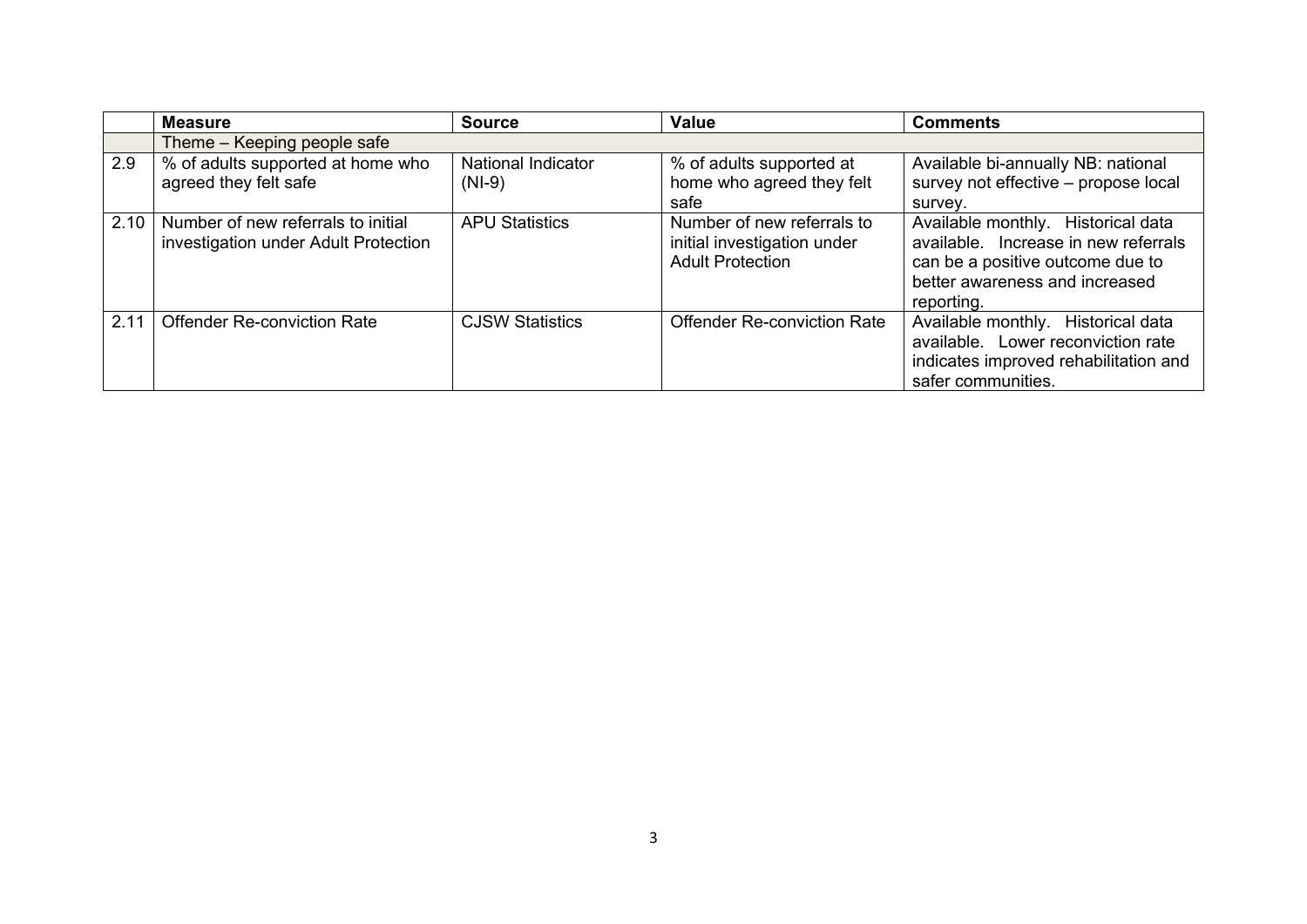|  | **Measure** | **Source** | **Value** | **Comments** |
|---|---|---|---|---|
|  | Theme – Keeping people safe | | | |
| 2.9 | % of adults supported at home who agreed they felt safe | National Indicator (NI-9) | % of adults supported at home who agreed they felt safe | Available bi-annually NB: national survey not effective – propose local survey. |
| 2.10 | Number of new referrals to initial investigation under Adult Protection | APU Statistics | Number of new referrals to initial investigation under Adult Protection | Available monthly. Historical data available. Increase in new referrals can be a positive outcome due to better awareness and increased reporting. |
| 2.11 | Offender Re-conviction Rate | CJSW Statistics | Offender Re-conviction Rate | Available monthly. Historical data available. Lower reconviction rate indicates improved rehabilitation and safer communities. |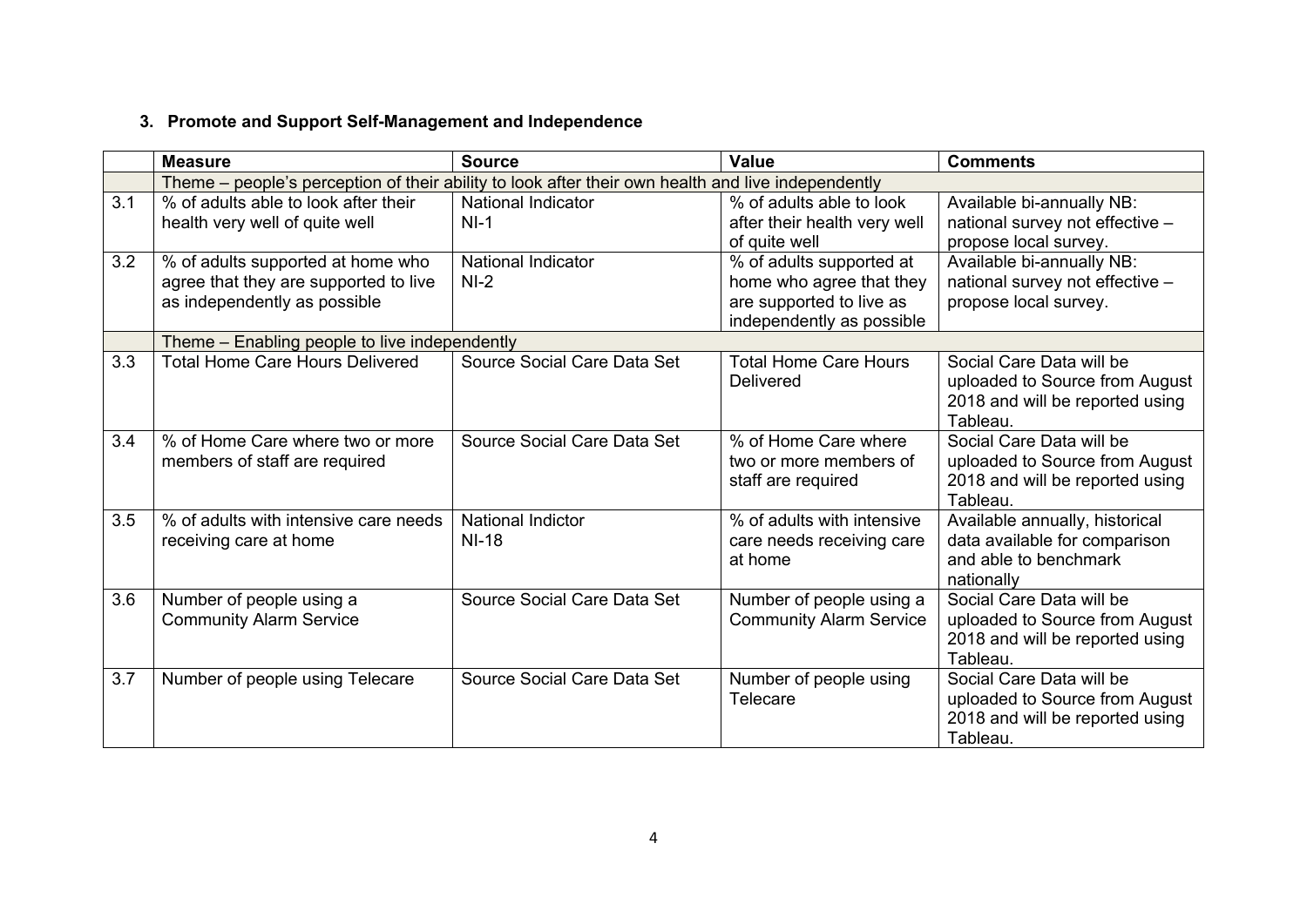### 3. Promote and Support Self-Management and Independence

| | Measure | Source | Value | Comments |
|---|---|---|---|---|
| | Theme – people's perception of their ability to look after their own health and live independently | | | |
| 3.1 | % of adults able to look after their health very well of quite well | National Indicator NI-1 | % of adults able to look after their health very well of quite well | Available bi-annually NB: national survey not effective – propose local survey. |
| 3.2 | % of adults supported at home who agree that they are supported to live as independently as possible | National Indicator NI-2 | % of adults supported at home who agree that they are supported to live as independently as possible | Available bi-annually NB: national survey not effective – propose local survey. |
| | Theme – Enabling people to live independently | | | |
| 3.3 | Total Home Care Hours Delivered | Source Social Care Data Set | Total Home Care Hours Delivered | Social Care Data will be uploaded to Source from August 2018 and will be reported using Tableau. |
| 3.4 | % of Home Care where two or more members of staff are required | Source Social Care Data Set | % of Home Care where two or more members of staff are required | Social Care Data will be uploaded to Source from August 2018 and will be reported using Tableau. |
| 3.5 | % of adults with intensive care needs receiving care at home | National Indictor NI-18 | % of adults with intensive care needs receiving care at home | Available annually, historical data available for comparison and able to benchmark nationally |
| 3.6 | Number of people using a Community Alarm Service | Source Social Care Data Set | Number of people using a Community Alarm Service | Social Care Data will be uploaded to Source from August 2018 and will be reported using Tableau. |
| 3.7 | Number of people using Telecare | Source Social Care Data Set | Number of people using Telecare | Social Care Data will be uploaded to Source from August 2018 and will be reported using Tableau. |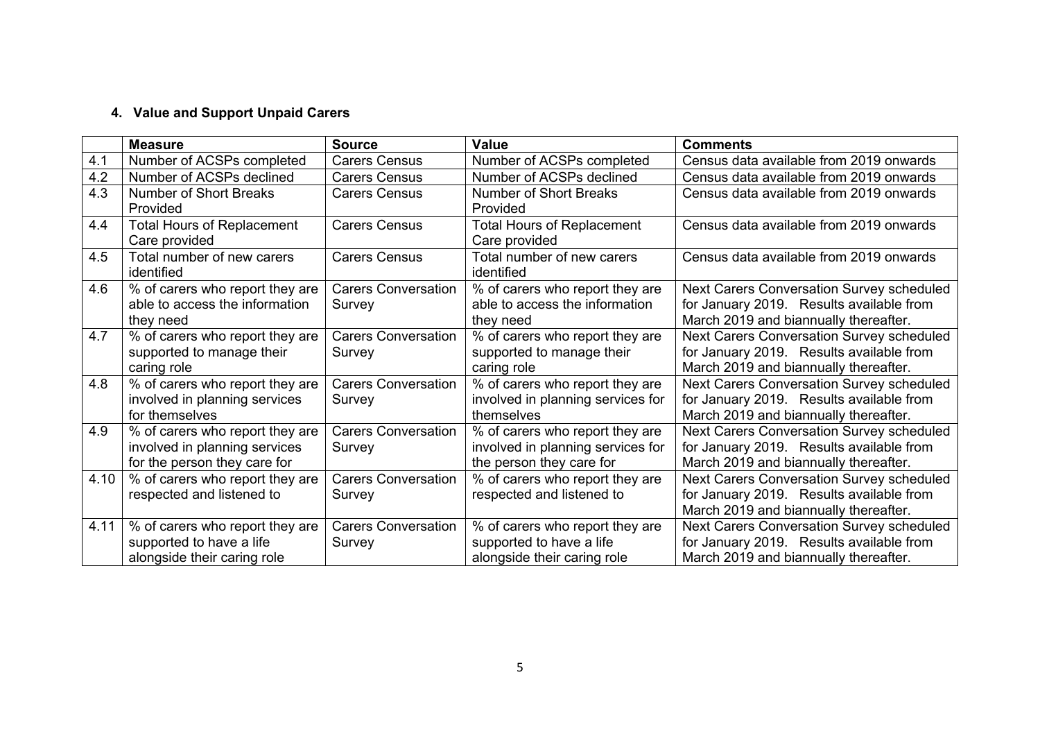### 4. Value and Support Unpaid Carers

| | Measure | Source | Value | Comments |
|---|---|---|---|---|
| 4.1 | Number of ACSPs completed | Carers Census | Number of ACSPs completed | Census data available from 2019 onwards |
| 4.2 | Number of ACSPs declined | Carers Census | Number of ACSPs declined | Census data available from 2019 onwards |
| 4.3 | Number of Short Breaks Provided | Carers Census | Number of Short Breaks Provided | Census data available from 2019 onwards |
| 4.4 | Total Hours of Replacement Care provided | Carers Census | Total Hours of Replacement Care provided | Census data available from 2019 onwards |
| 4.5 | Total number of new carers identified | Carers Census | Total number of new carers identified | Census data available from 2019 onwards |
| 4.6 | % of carers who report they are able to access the information they need | Carers Conversation Survey | % of carers who report they are able to access the information they need | Next Carers Conversation Survey scheduled for January 2019. Results available from March 2019 and biannually thereafter. |
| 4.7 | % of carers who report they are supported to manage their caring role | Carers Conversation Survey | % of carers who report they are supported to manage their caring role | Next Carers Conversation Survey scheduled for January 2019. Results available from March 2019 and biannually thereafter. |
| 4.8 | % of carers who report they are involved in planning services for themselves | Carers Conversation Survey | % of carers who report they are involved in planning services for themselves | Next Carers Conversation Survey scheduled for January 2019. Results available from March 2019 and biannually thereafter. |
| 4.9 | % of carers who report they are involved in planning services for the person they care for | Carers Conversation Survey | % of carers who report they are involved in planning services for the person they care for | Next Carers Conversation Survey scheduled for January 2019. Results available from March 2019 and biannually thereafter. |
| 4.10 | % of carers who report they are respected and listened to | Carers Conversation Survey | % of carers who report they are respected and listened to | Next Carers Conversation Survey scheduled for January 2019. Results available from March 2019 and biannually thereafter. |
| 4.11 | % of carers who report they are supported to have a life alongside their caring role | Carers Conversation Survey | % of carers who report they are supported to have a life alongside their caring role | Next Carers Conversation Survey scheduled for January 2019. Results available from March 2019 and biannually thereafter. |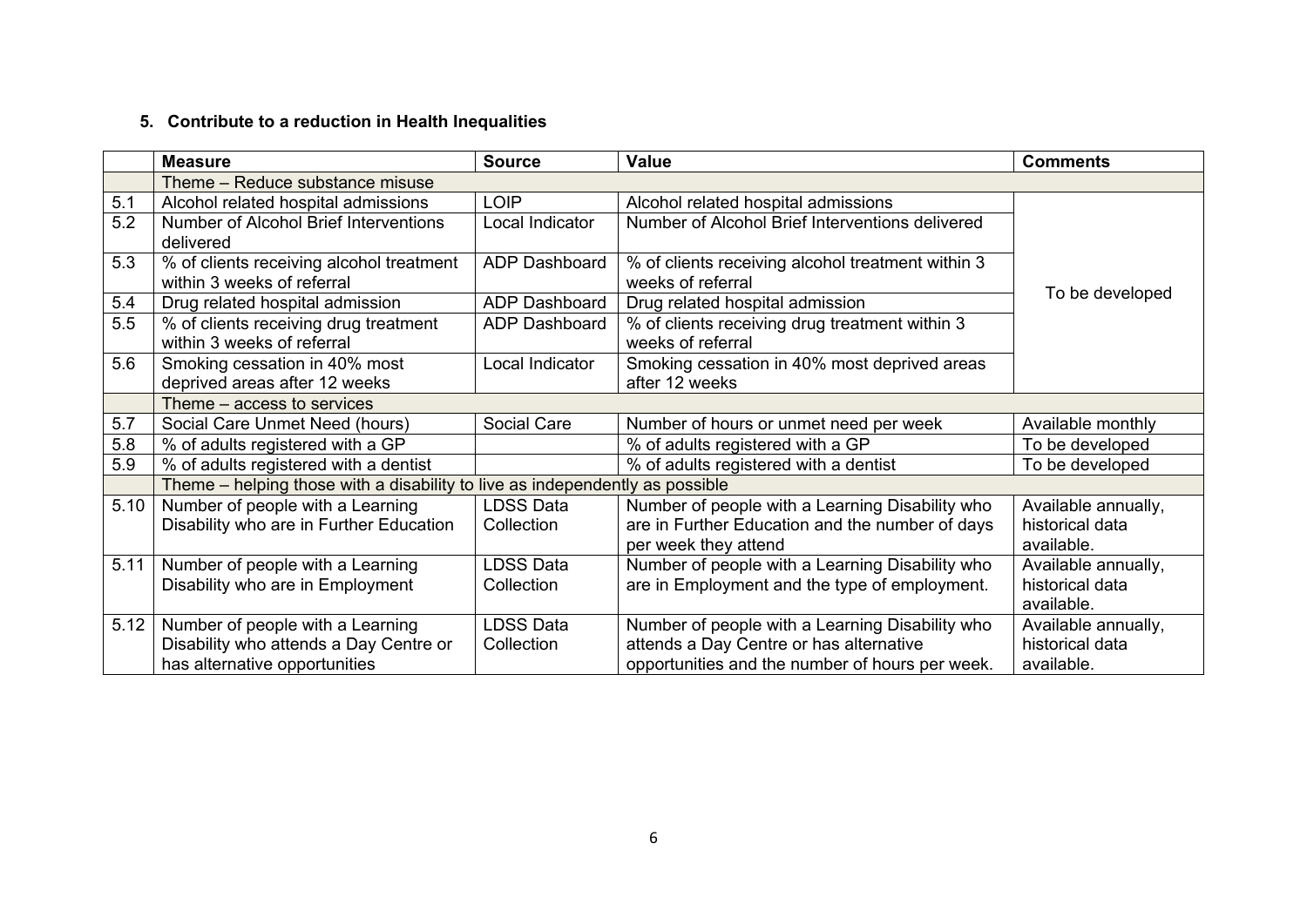## 5. Contribute to a reduction in Health Inequalities

| | Measure | Source | Value | Comments |
|---|---|---|---|---|
| | Theme – Reduce substance misuse | | | |
| 5.1 | Alcohol related hospital admissions | LOIP | Alcohol related hospital admissions | To be developed |
| 5.2 | Number of Alcohol Brief Interventions delivered | Local Indicator | Number of Alcohol Brief Interventions delivered | |
| 5.3 | % of clients receiving alcohol treatment within 3 weeks of referral | ADP Dashboard | % of clients receiving alcohol treatment within 3 weeks of referral | |
| 5.4 | Drug related hospital admission | ADP Dashboard | Drug related hospital admission | |
| 5.5 | % of clients receiving drug treatment within 3 weeks of referral | ADP Dashboard | % of clients receiving drug treatment within 3 weeks of referral | |
| 5.6 | Smoking cessation in 40% most deprived areas after 12 weeks | Local Indicator | Smoking cessation in 40% most deprived areas after 12 weeks | |
| | Theme – access to services | | | |
| 5.7 | Social Care Unmet Need (hours) | Social Care | Number of hours or unmet need per week | Available monthly |
| 5.8 | % of adults registered with a GP | | % of adults registered with a GP | To be developed |
| 5.9 | % of adults registered with a dentist | | % of adults registered with a dentist | To be developed |
| | Theme – helping those with a disability to live as independently as possible | | | |
| 5.10 | Number of people with a Learning Disability who are in Further Education | LDSS Data Collection | Number of people with a Learning Disability who are in Further Education and the number of days per week they attend | Available annually, historical data available. |
| 5.11 | Number of people with a Learning Disability who are in Employment | LDSS Data Collection | Number of people with a Learning Disability who are in Employment and the type of employment. | Available annually, historical data available. |
| 5.12 | Number of people with a Learning Disability who attends a Day Centre or has alternative opportunities | LDSS Data Collection | Number of people with a Learning Disability who attends a Day Centre or has alternative opportunities and the number of hours per week. | Available annually, historical data available. |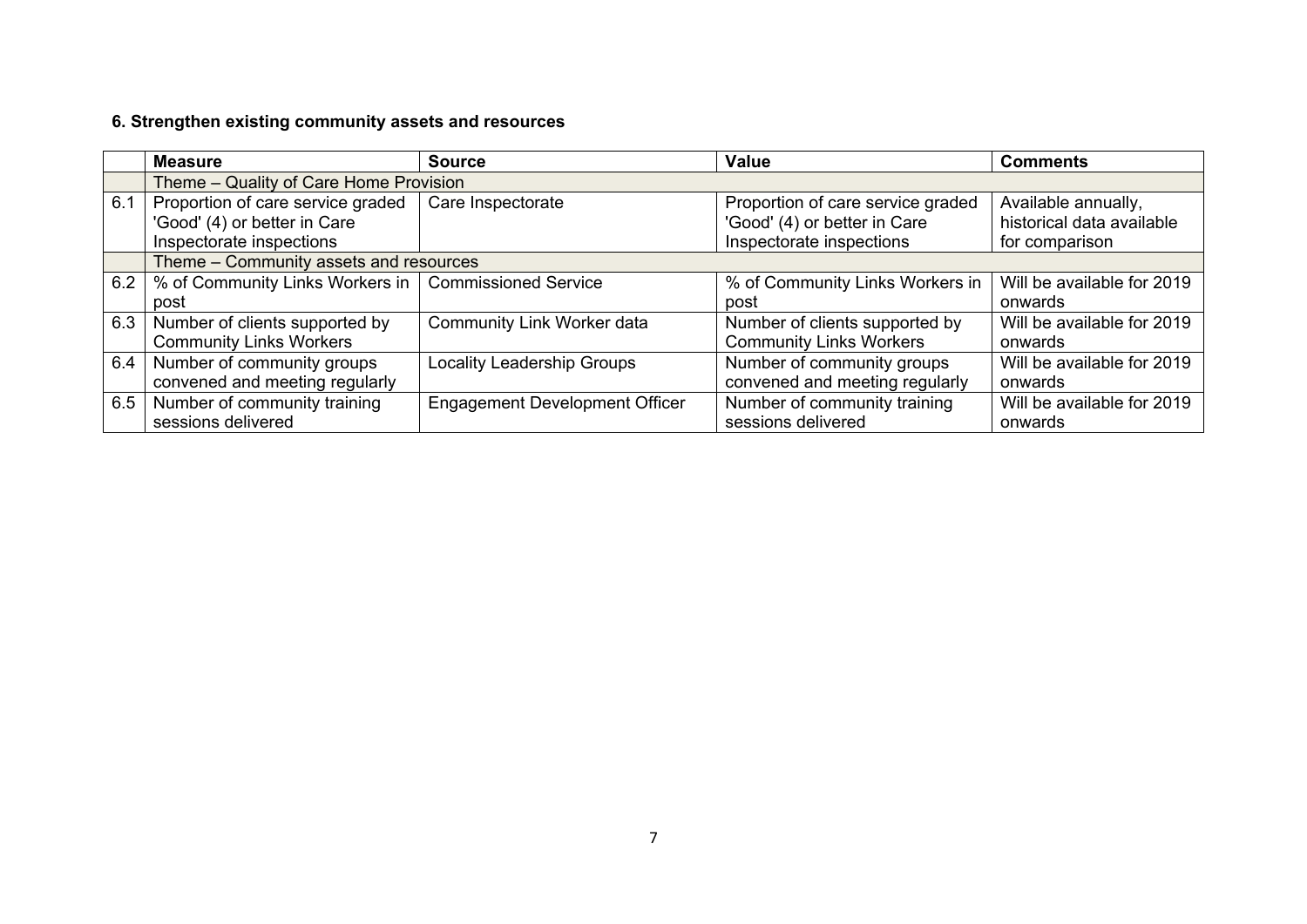**6. Strengthen existing community assets and resources**

| | Measure | Source | Value | Comments |
|---|---|---|---|---|
| | Theme – Quality of Care Home Provision | | | |
| 6.1 | Proportion of care service graded 'Good' (4) or better in Care Inspectorate inspections | Care Inspectorate | Proportion of care service graded 'Good' (4) or better in Care Inspectorate inspections | Available annually, historical data available for comparison |
| | Theme – Community assets and resources | | | |
| 6.2 | % of Community Links Workers in post | Commissioned Service | % of Community Links Workers in post | Will be available for 2019 onwards |
| 6.3 | Number of clients supported by Community Links Workers | Community Link Worker data | Number of clients supported by Community Links Workers | Will be available for 2019 onwards |
| 6.4 | Number of community groups convened and meeting regularly | Locality Leadership Groups | Number of community groups convened and meeting regularly | Will be available for 2019 onwards |
| 6.5 | Number of community training sessions delivered | Engagement Development Officer | Number of community training sessions delivered | Will be available for 2019 onwards |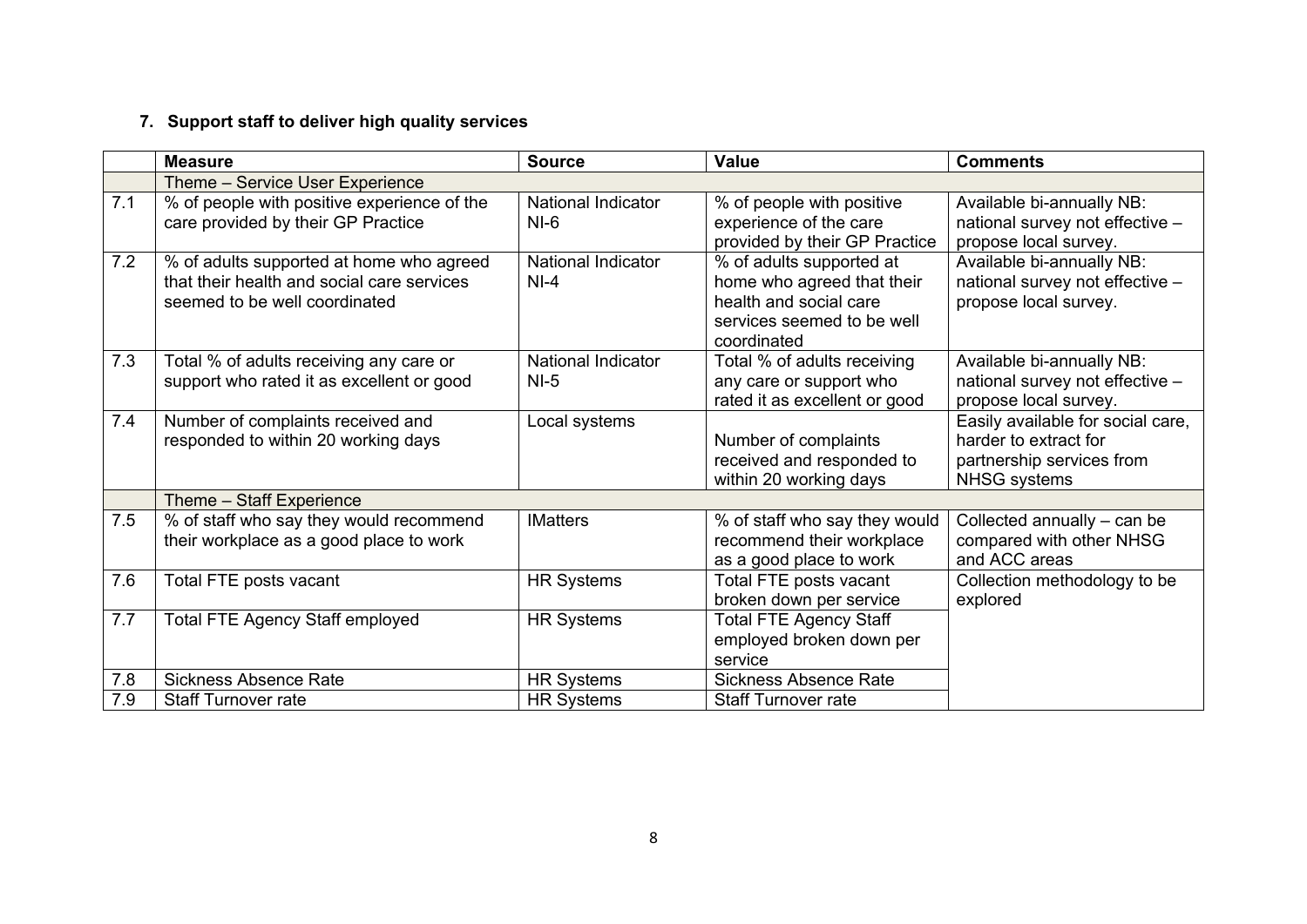### 7. Support staff to deliver high quality services

| | Measure | Source | Value | Comments |
|---|---|---|---|---|
| | Theme – Service User Experience | | | |
| 7.1 | % of people with positive experience of the care provided by their GP Practice | National Indicator NI-6 | % of people with positive experience of the care provided by their GP Practice | Available bi-annually NB: national survey not effective – propose local survey. |
| 7.2 | % of adults supported at home who agreed that their health and social care services seemed to be well coordinated | National Indicator NI-4 | % of adults supported at home who agreed that their health and social care services seemed to be well coordinated | Available bi-annually NB: national survey not effective – propose local survey. |
| 7.3 | Total % of adults receiving any care or support who rated it as excellent or good | National Indicator NI-5 | Total % of adults receiving any care or support who rated it as excellent or good | Available bi-annually NB: national survey not effective – propose local survey. |
| 7.4 | Number of complaints received and responded to within 20 working days | Local systems | Number of complaints received and responded to within 20 working days | Easily available for social care, harder to extract for partnership services from NHSG systems |
| | Theme – Staff Experience | | | |
| 7.5 | % of staff who say they would recommend their workplace as a good place to work | IMatters | % of staff who say they would recommend their workplace as a good place to work | Collected annually – can be compared with other NHSG and ACC areas |
| 7.6 | Total FTE posts vacant | HR Systems | Total FTE posts vacant broken down per service | Collection methodology to be explored |
| 7.7 | Total FTE Agency Staff employed | HR Systems | Total FTE Agency Staff employed broken down per service | |
| 7.8 | Sickness Absence Rate | HR Systems | Sickness Absence Rate | |
| 7.9 | Staff Turnover rate | HR Systems | Staff Turnover rate | |